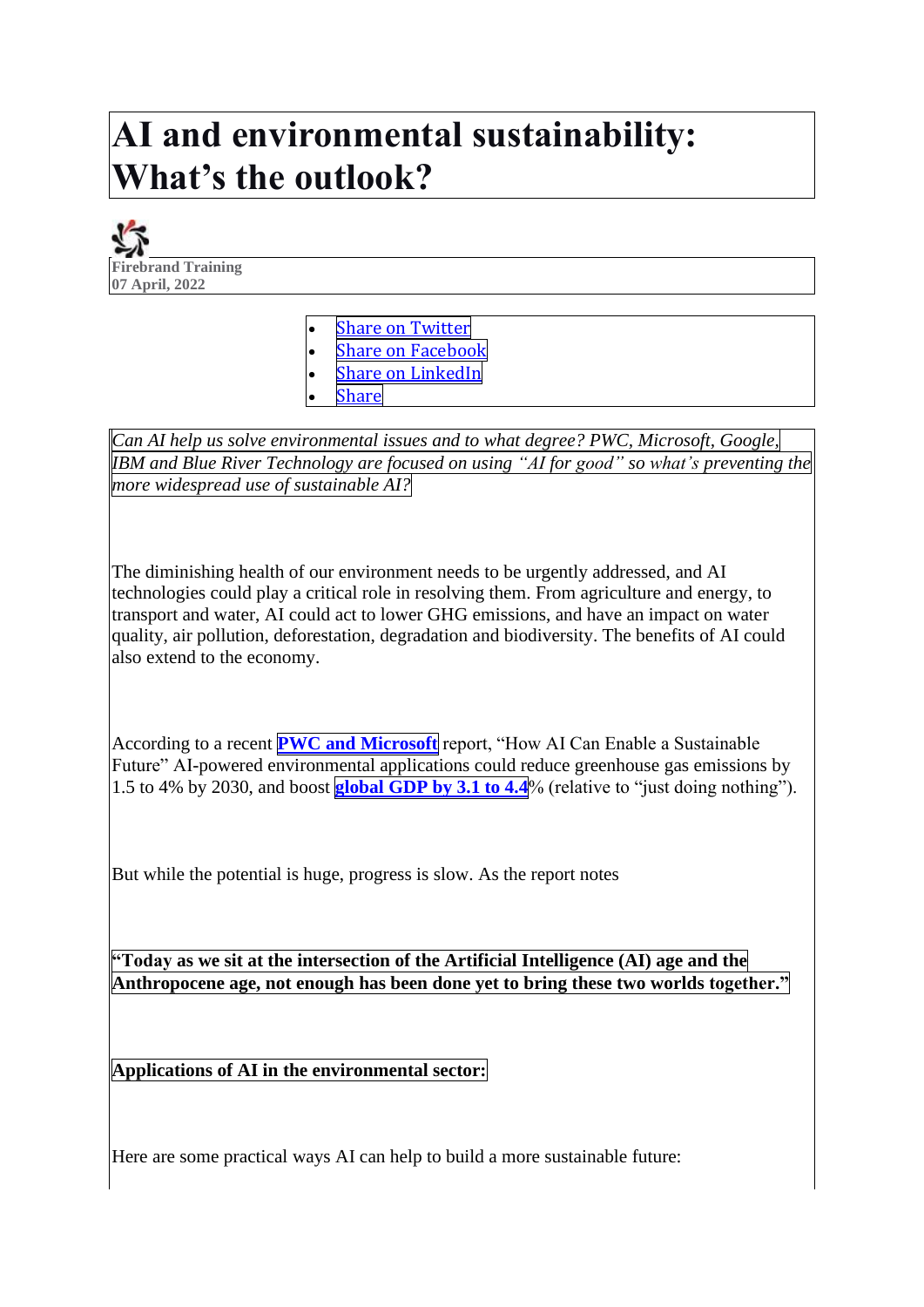# AI and environmental sustainability: What's the outlook?

**Firebrand Training**
**07 April, 2022**

- Share on Twitter
- Share on Facebook
- Share on LinkedIn
- Share

*Can AI help us solve environmental issues and to what degree? PWC, Microsoft, Google, IBM and Blue River Technology are focused on using "AI for good" so what's preventing the more widespread use of sustainable AI?*

The diminishing health of our environment needs to be urgently addressed, and AI technologies could play a critical role in resolving them. From agriculture and energy, to transport and water, AI could act to lower GHG emissions, and have an impact on water quality, air pollution, deforestation, degradation and biodiversity. The benefits of AI could also extend to the economy.

According to a recent **PWC and Microsoft** report, "How AI Can Enable a Sustainable Future" AI-powered environmental applications could reduce greenhouse gas emissions by 1.5 to 4% by 2030, and boost **global GDP by 3.1 to 4.4**% (relative to "just doing nothing").

But while the potential is huge, progress is slow. As the report notes

**"Today as we sit at the intersection of the Artificial Intelligence (AI) age and the Anthropocene age, not enough has been done yet to bring these two worlds together."**

**Applications of AI in the environmental sector:**

Here are some practical ways AI can help to build a more sustainable future: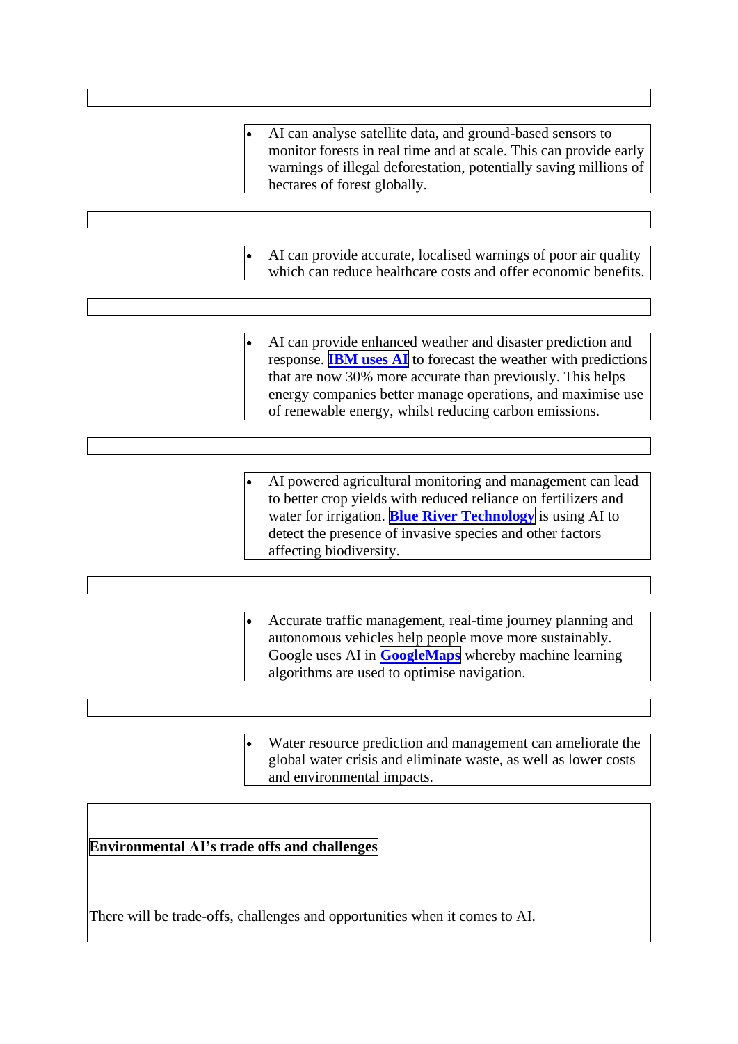- AI can analyse satellite data, and ground-based sensors to monitor forests in real time and at scale. This can provide early warnings of illegal deforestation, potentially saving millions of hectares of forest globally.

- AI can provide accurate, localised warnings of poor air quality which can reduce healthcare costs and offer economic benefits.

- AI can provide enhanced weather and disaster prediction and response. **IBM uses AI** to forecast the weather with predictions that are now 30% more accurate than previously. This helps energy companies better manage operations, and maximise use of renewable energy, whilst reducing carbon emissions.

- AI powered agricultural monitoring and management can lead to better crop yields with reduced reliance on fertilizers and water for irrigation. **Blue River Technology** is using AI to detect the presence of invasive species and other factors affecting biodiversity.

- Accurate traffic management, real-time journey planning and autonomous vehicles help people move more sustainably. Google uses AI in **GoogleMaps** whereby machine learning algorithms are used to optimise navigation.

- Water resource prediction and management can ameliorate the global water crisis and eliminate waste, as well as lower costs and environmental impacts.

**Environmental AI's trade offs and challenges**

There will be trade-offs, challenges and opportunities when it comes to AI.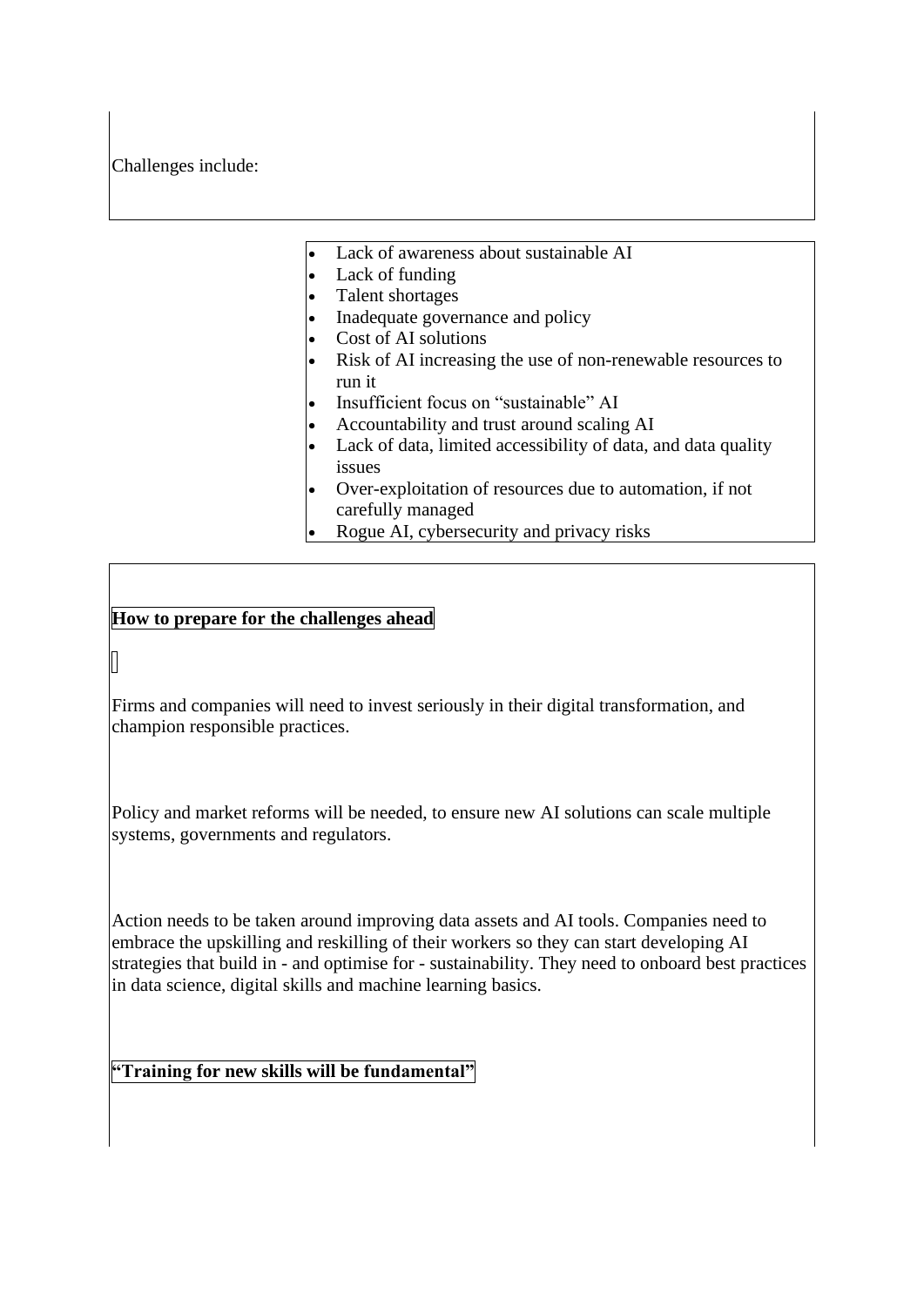Challenges include:

- Lack of awareness about sustainable AI
- Lack of funding
- Talent shortages
- Inadequate governance and policy
- Cost of AI solutions
- Risk of AI increasing the use of non-renewable resources to run it
- Insufficient focus on "sustainable" AI
- Accountability and trust around scaling AI
- Lack of data, limited accessibility of data, and data quality issues
- Over-exploitation of resources due to automation, if not carefully managed
- Rogue AI, cybersecurity and privacy risks

**How to prepare for the challenges ahead**

Firms and companies will need to invest seriously in their digital transformation, and champion responsible practices.

Policy and market reforms will be needed, to ensure new AI solutions can scale multiple systems, governments and regulators.

Action needs to be taken around improving data assets and AI tools. Companies need to embrace the upskilling and reskilling of their workers so they can start developing AI strategies that build in - and optimise for - sustainability. They need to onboard best practices in data science, digital skills and machine learning basics.

**"Training for new skills will be fundamental"**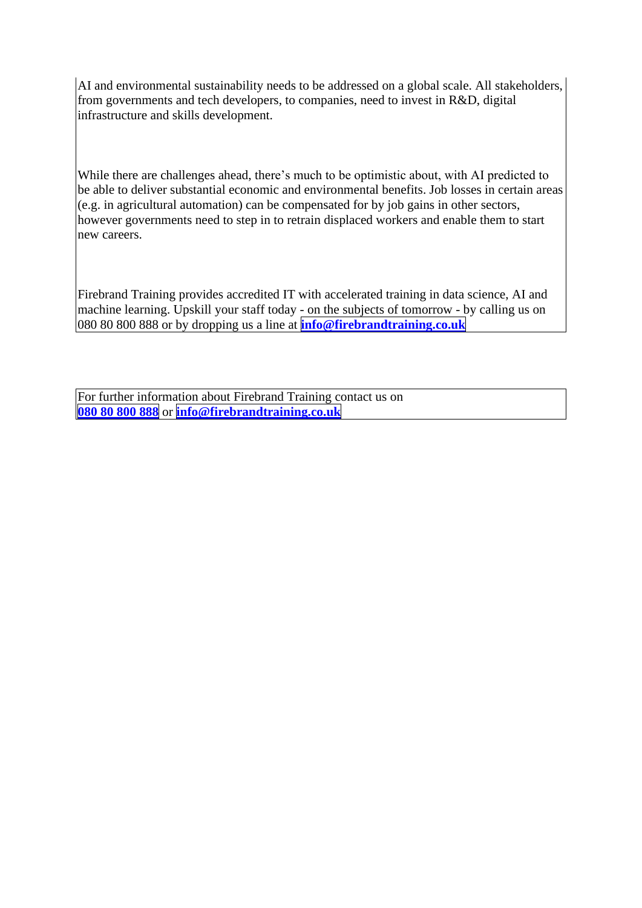AI and environmental sustainability needs to be addressed on a global scale. All stakeholders, from governments and tech developers, to companies, need to invest in R&D, digital infrastructure and skills development.

While there are challenges ahead, there's much to be optimistic about, with AI predicted to be able to deliver substantial economic and environmental benefits. Job losses in certain areas (e.g. in agricultural automation) can be compensated for by job gains in other sectors, however governments need to step in to retrain displaced workers and enable them to start new careers.

Firebrand Training provides accredited IT with accelerated training in data science, AI and machine learning. Upskill your staff today - on the subjects of tomorrow - by calling us on 080 80 800 888 or by dropping us a line at **info@firebrandtraining.co.uk**

For further information about Firebrand Training contact us on **080 80 800 888** or **info@firebrandtraining.co.uk**